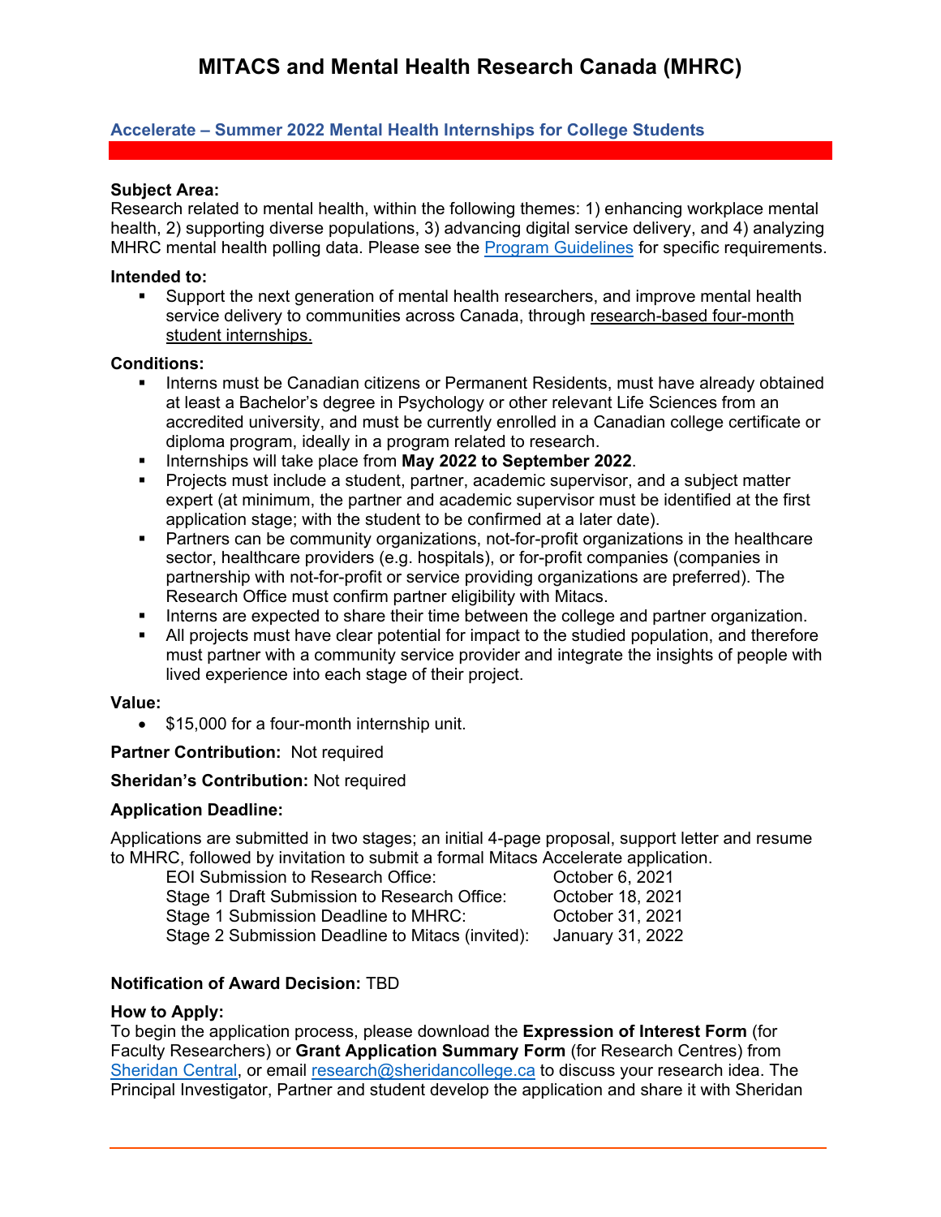# MITACS and Mental Health Research Canada (MHRC)

## Accelerate – Summer 2022 Mental Health Internships for College Students

**Subject Area:**
Research related to mental health, within the following themes: 1) enhancing workplace mental health, 2) supporting diverse populations, 3) advancing digital service delivery, and 4) analyzing MHRC mental health polling data. Please see the [Program Guidelines]() for specific requirements.

**Intended to:**

- Support the next generation of mental health researchers, and improve mental health service delivery to communities across Canada, through research-based four-month student internships.

**Conditions:**

- Interns must be Canadian citizens or Permanent Residents, must have already obtained at least a Bachelor's degree in Psychology or other relevant Life Sciences from an accredited university, and must be currently enrolled in a Canadian college certificate or diploma program, ideally in a program related to research.
- Internships will take place from **May 2022 to September 2022**.
- Projects must include a student, partner, academic supervisor, and a subject matter expert (at minimum, the partner and academic supervisor must be identified at the first application stage; with the student to be confirmed at a later date).
- Partners can be community organizations, not-for-profit organizations in the healthcare sector, healthcare providers (e.g. hospitals), or for-profit companies (companies in partnership with not-for-profit or service providing organizations are preferred). The Research Office must confirm partner eligibility with Mitacs.
- Interns are expected to share their time between the college and partner organization.
- All projects must have clear potential for impact to the studied population, and therefore must partner with a community service provider and integrate the insights of people with lived experience into each stage of their project.

**Value:**

- $15,000 for a four-month internship unit.

**Partner Contribution:** Not required

**Sheridan's Contribution:** Not required

**Application Deadline:**

Applications are submitted in two stages; an initial 4-page proposal, support letter and resume to MHRC, followed by invitation to submit a formal Mitacs Accelerate application.

| | |
|---|---|
| EOI Submission to Research Office: | October 6, 2021 |
| Stage 1 Draft Submission to Research Office: | October 18, 2021 |
| Stage 1 Submission Deadline to MHRC: | October 31, 2021 |
| Stage 2 Submission Deadline to Mitacs (invited): | January 31, 2022 |

**Notification of Award Decision:** TBD

**How to Apply:**
To begin the application process, please download the **Expression of Interest Form** (for Faculty Researchers) or **Grant Application Summary Form** (for Research Centres) from [Sheridan Central](), or email [research@sheridancollege.ca]() to discuss your research idea. The Principal Investigator, Partner and student develop the application and share it with Sheridan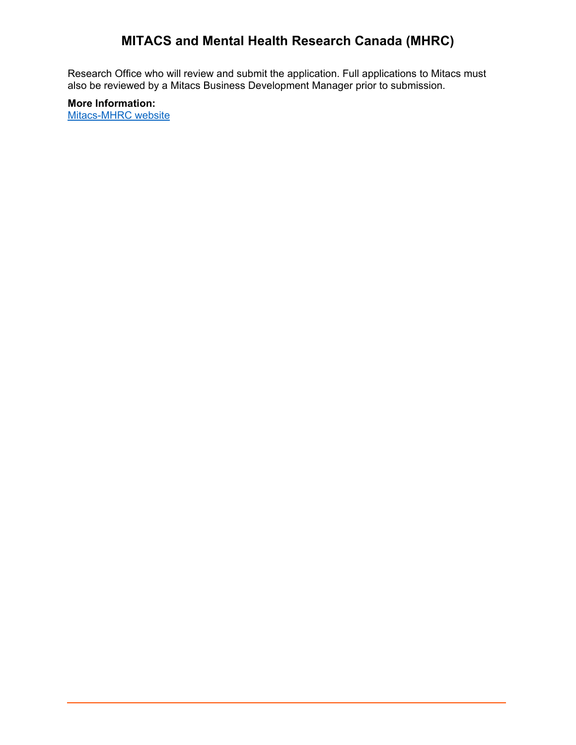Research Office who will review and submit the application. Full applications to Mitacs must also be reviewed by a Mitacs Business Development Manager prior to submission.

**More Information:**
Mitacs-MHRC website